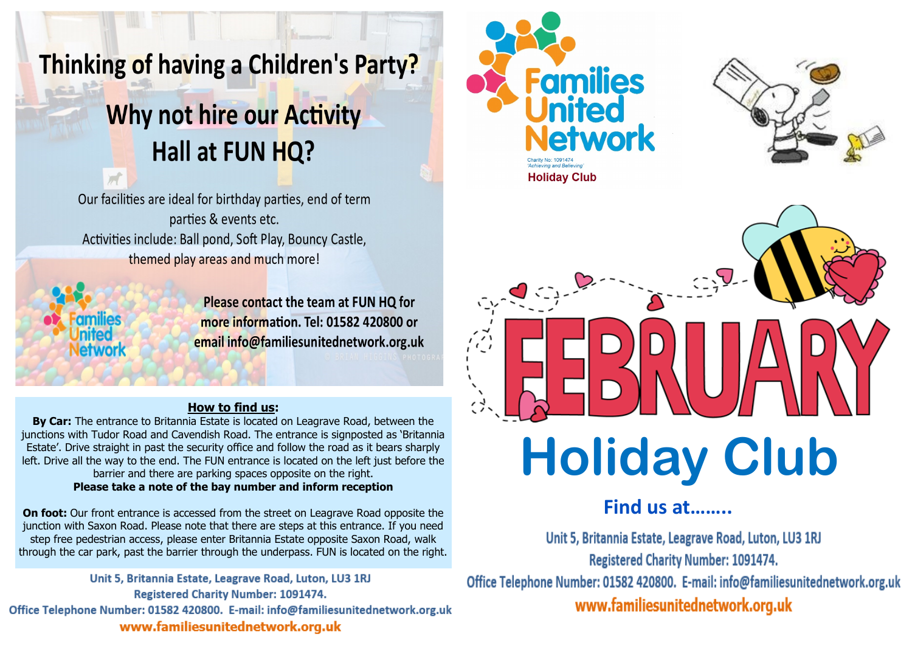# Thinking of having a Children's Party?

## Why not hire our Activity Hall at FUN HQ?

Our facilities are ideal for birthday parties, end of term parties & events etc.
Activities include: Ball pond, Soft Play, Bouncy Castle, themed play areas and much more!

**Please contact the team at FUN HQ for more information. Tel: 01582 420800 or email info@familiesunitednetwork.org.uk**

### How to find us:

**By Car:** The entrance to Britannia Estate is located on Leagrave Road, between the junctions with Tudor Road and Cavendish Road. The entrance is signposted as 'Britannia Estate'. Drive straight in past the security office and follow the road as it bears sharply left. Drive all the way to the end. The FUN entrance is located on the left just before the barrier and there are parking spaces opposite on the right.
**Please take a note of the bay number and inform reception**

**On foot:** Our front entrance is accessed from the street on Leagrave Road opposite the junction with Saxon Road. Please note that there are steps at this entrance. If you need step free pedestrian access, please enter Britannia Estate opposite Saxon Road, walk through the car park, past the barrier through the underpass. FUN is located on the right.

Unit 5, Britannia Estate, Leagrave Road, Luton, LU3 1RJ
Registered Charity Number: 1091474.
Office Telephone Number: 01582 420800. E-mail: info@familiesunitednetwork.org.uk
www.familiesunitednetwork.org.uk

Families United Network
Charity No: 1091474
'Achieving and Believing'
Holiday Club

# FEBRUARY

# Holiday Club

### Find us at........

Unit 5, Britannia Estate, Leagrave Road, Luton, LU3 1RJ
Registered Charity Number: 1091474.
Office Telephone Number: 01582 420800. E-mail: info@familiesunitednetwork.org.uk
www.familiesunitednetwork.org.uk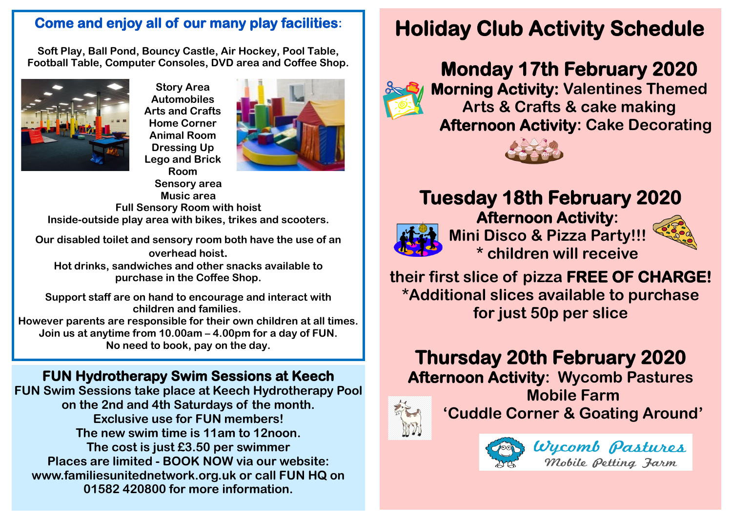## Come and enjoy all of our many play facilities:

**Soft Play, Ball Pond, Bouncy Castle, Air Hockey, Pool Table, Football Table, Computer Consoles, DVD area and Coffee Shop.**

**Story Area**
**Automobiles**
**Arts and Crafts**
**Home Corner**
**Animal Room**
**Dressing Up**
**Lego and Brick Room**
**Sensory area**
**Music area**
**Full Sensory Room with hoist**
**Inside-outside play area with bikes, trikes and scooters.**

**Our disabled toilet and sensory room both have the use of an overhead hoist.**
**Hot drinks, sandwiches and other snacks available to purchase in the Coffee Shop.**

**Support staff are on hand to encourage and interact with children and families.**
**However parents are responsible for their own children at all times.**
**Join us at anytime from 10.00am – 4.00pm for a day of FUN.**
**No need to book, pay on the day.**

## FUN Hydrotherapy Swim Sessions at Keech

**FUN Swim Sessions take place at Keech Hydrotherapy Pool on the 2nd and 4th Saturdays of the month.**
**Exclusive use for FUN members!**
**The new swim time is 11am to 12noon.**
**The cost is just £3.50 per swimmer**
**Places are limited - BOOK NOW via our website: www.familiesunitednetwork.org.uk or call FUN HQ on 01582 420800 for more information.**

# Holiday Club Activity Schedule

## Monday 17th February 2020

**Morning Activity:** Valentines Themed Arts & Crafts & cake making
**Afternoon Activity**: Cake Decorating

## Tuesday 18th February 2020

**Afternoon Activity**:
Mini Disco & Pizza Party!!!
* children will receive their first slice of pizza **FREE OF CHARGE!**
*Additional slices available to purchase for just 50p per slice

## Thursday 20th February 2020

**Afternoon Activity**: Wycomb Pastures Mobile Farm
'Cuddle Corner & Goating Around'

Wycomb Pastures
Mobile Petting Farm